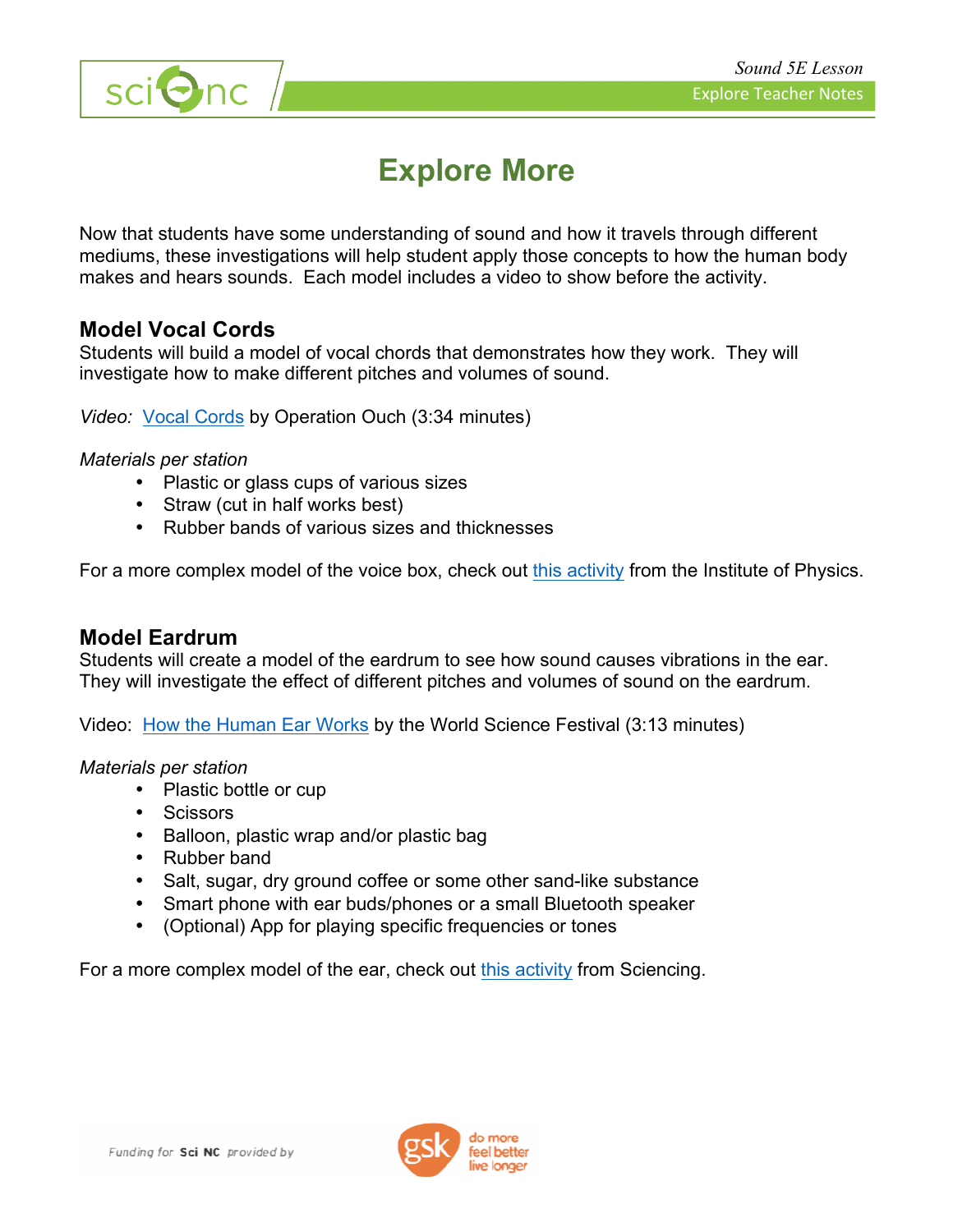# Explore More

Now that students have some understanding of sound and how it travels through different mediums, these investigations will help student apply those concepts to how the human body makes and hears sounds. Each model includes a video to show before the activity.

## Model Vocal Cords

Students will build a model of vocal chords that demonstrates how they work. They will investigate how to make different pitches and volumes of sound.

*Video:* Vocal Cords by Operation Ouch (3:34 minutes)

*Materials per station*

- Plastic or glass cups of various sizes
- Straw (cut in half works best)
- Rubber bands of various sizes and thicknesses

For a more complex model of the voice box, check out this activity from the Institute of Physics.

## Model Eardrum

Students will create a model of the eardrum to see how sound causes vibrations in the ear. They will investigate the effect of different pitches and volumes of sound on the eardrum.

Video: How the Human Ear Works by the World Science Festival (3:13 minutes)

*Materials per station*

- Plastic bottle or cup
- Scissors
- Balloon, plastic wrap and/or plastic bag
- Rubber band
- Salt, sugar, dry ground coffee or some other sand-like substance
- Smart phone with ear buds/phones or a small Bluetooth speaker
- (Optional) App for playing specific frequencies or tones

For a more complex model of the ear, check out this activity from Sciencing.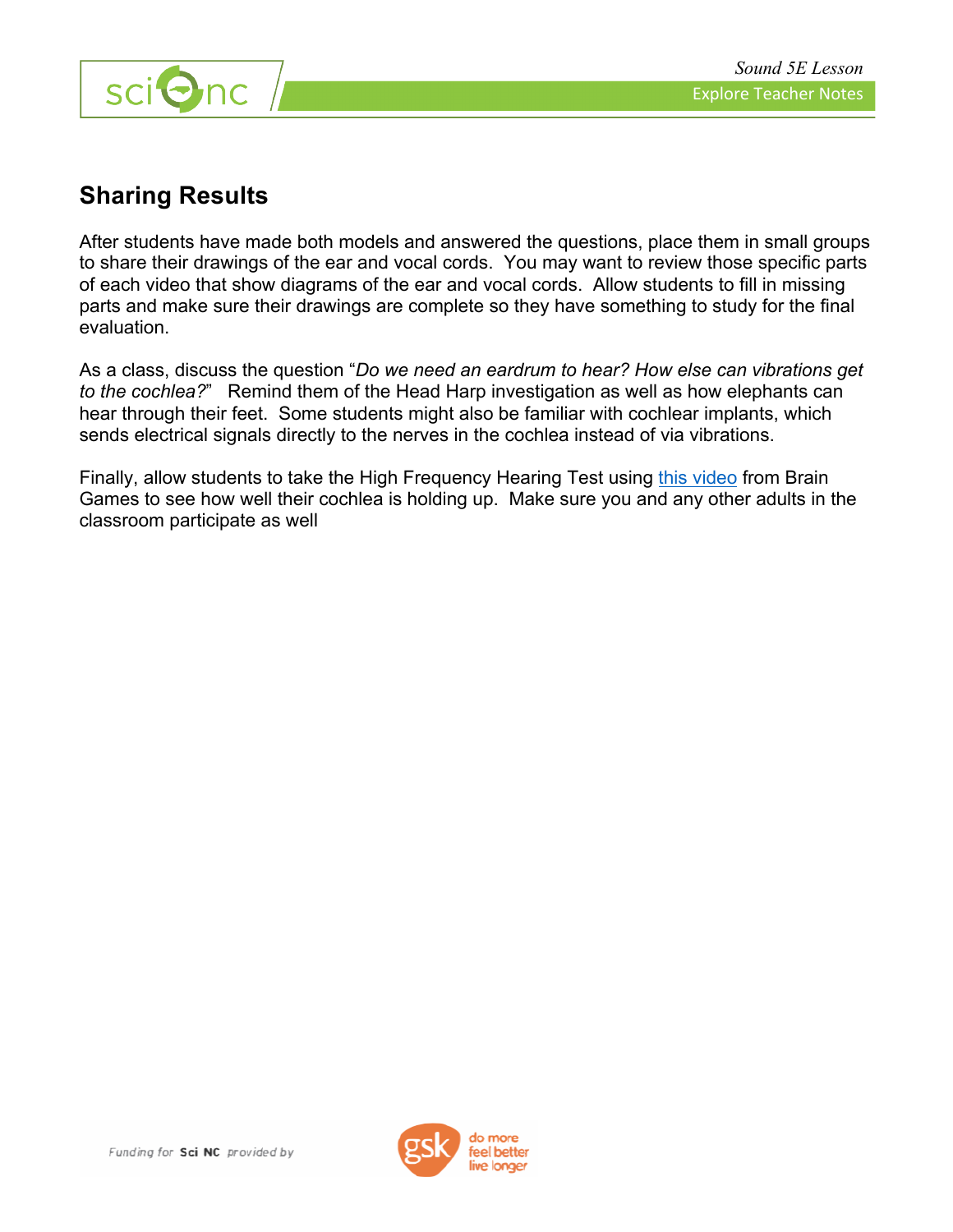## Sharing Results

After students have made both models and answered the questions, place them in small groups to share their drawings of the ear and vocal cords. You may want to review those specific parts of each video that show diagrams of the ear and vocal cords. Allow students to fill in missing parts and make sure their drawings are complete so they have something to study for the final evaluation.

As a class, discuss the question "*Do we need an eardrum to hear? How else can vibrations get to the cochlea?*" Remind them of the Head Harp investigation as well as how elephants can hear through their feet. Some students might also be familiar with cochlear implants, which sends electrical signals directly to the nerves in the cochlea instead of via vibrations.

Finally, allow students to take the High Frequency Hearing Test using this video from Brain Games to see how well their cochlea is holding up. Make sure you and any other adults in the classroom participate as well